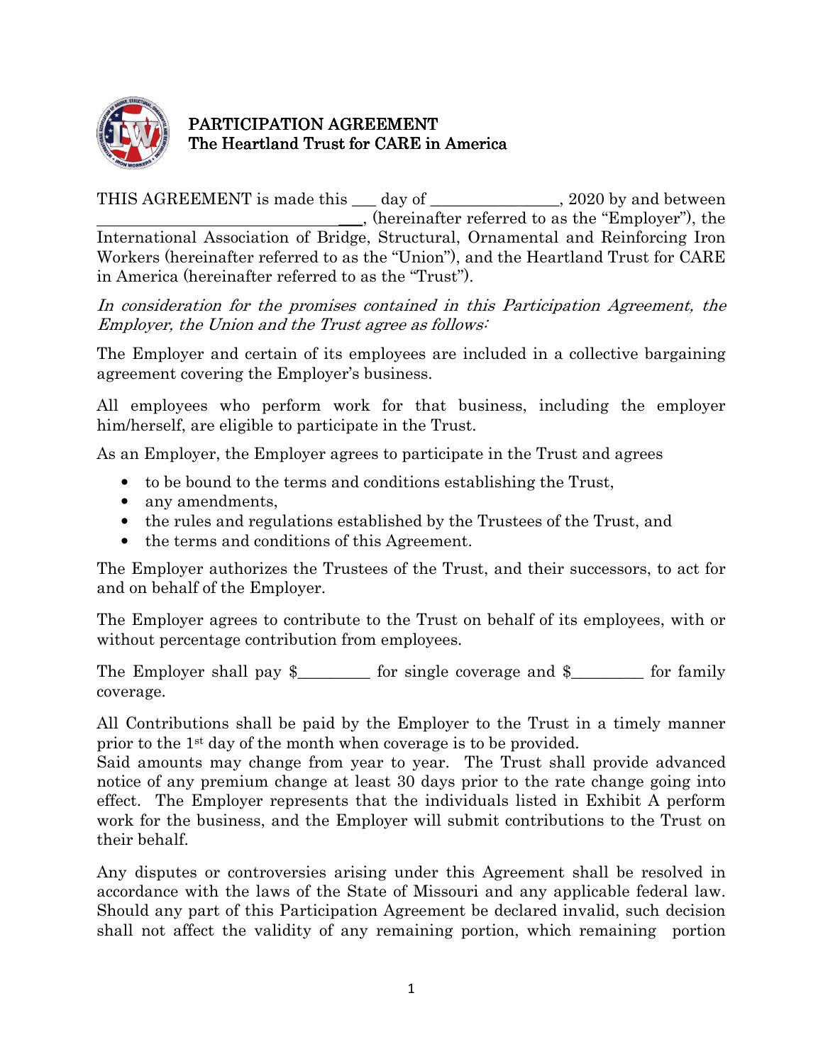# PARTICIPATION AGREEMENT
## The Heartland Trust for CARE in America

THIS AGREEMENT is made this ___ day of ________________, 2020 by and between _________________________________, (hereinafter referred to as the "Employer"), the International Association of Bridge, Structural, Ornamental and Reinforcing Iron Workers (hereinafter referred to as the "Union"), and the Heartland Trust for CARE in America (hereinafter referred to as the "Trust").

*In consideration for the promises contained in this Participation Agreement, the Employer, the Union and the Trust agree as follows:*

The Employer and certain of its employees are included in a collective bargaining agreement covering the Employer's business.

All employees who perform work for that business, including the employer him/herself, are eligible to participate in the Trust.

As an Employer, the Employer agrees to participate in the Trust and agrees

- to be bound to the terms and conditions establishing the Trust,
- any amendments,
- the rules and regulations established by the Trustees of the Trust, and
- the terms and conditions of this Agreement.

The Employer authorizes the Trustees of the Trust, and their successors, to act for and on behalf of the Employer.

The Employer agrees to contribute to the Trust on behalf of its employees, with or without percentage contribution from employees.

The Employer shall pay $_________ for single coverage and $_________ for family coverage.

All Contributions shall be paid by the Employer to the Trust in a timely manner prior to the 1st day of the month when coverage is to be provided.
Said amounts may change from year to year. The Trust shall provide advanced notice of any premium change at least 30 days prior to the rate change going into effect. The Employer represents that the individuals listed in Exhibit A perform work for the business, and the Employer will submit contributions to the Trust on their behalf.

Any disputes or controversies arising under this Agreement shall be resolved in accordance with the laws of the State of Missouri and any applicable federal law. Should any part of this Participation Agreement be declared invalid, such decision shall not affect the validity of any remaining portion, which remaining portion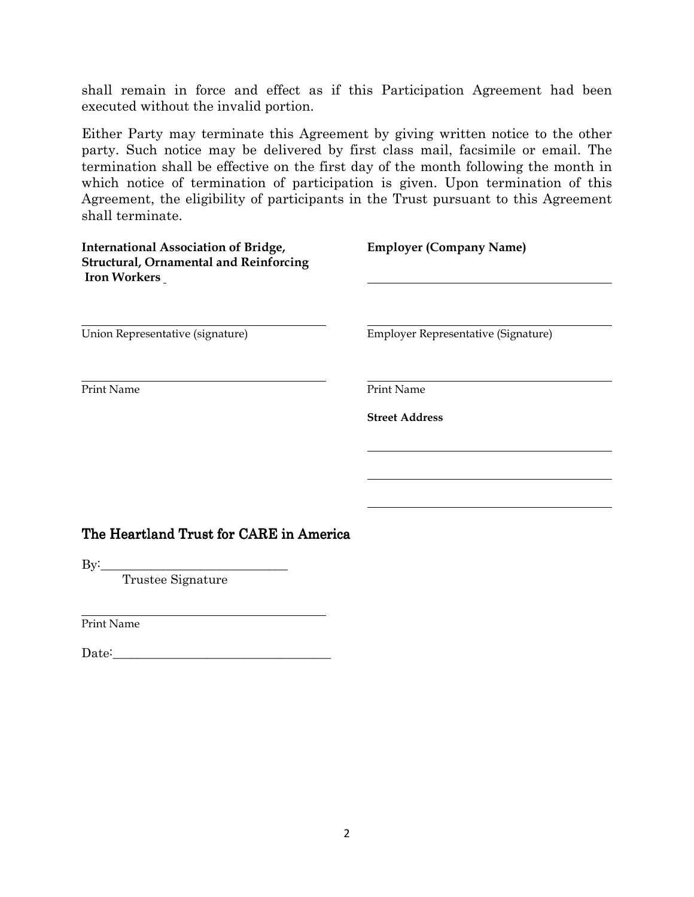shall remain in force and effect as if this Participation Agreement had been executed without the invalid portion.

Either Party may terminate this Agreement by giving written notice to the other party. Such notice may be delivered by first class mail, facsimile or email. The termination shall be effective on the first day of the month following the month in which notice of termination of participation is given. Upon termination of this Agreement, the eligibility of participants in the Trust pursuant to this Agreement shall terminate.

**International Association of Bridge, Structural, Ornamental and Reinforcing Iron Workers**

\_\_\_\_\_\_\_\_\_\_\_\_\_\_\_\_\_\_\_\_\_\_\_\_\_\_\_\_\_\_\_\_\_\_\_\_
Union Representative (signature)

\_\_\_\_\_\_\_\_\_\_\_\_\_\_\_\_\_\_\_\_\_\_\_\_\_\_\_\_\_\_\_\_\_\_\_\_
Print Name

**Employer (Company Name)**

\_\_\_\_\_\_\_\_\_\_\_\_\_\_\_\_\_\_\_\_\_\_\_\_\_\_\_\_\_\_\_\_\_\_\_\_

\_\_\_\_\_\_\_\_\_\_\_\_\_\_\_\_\_\_\_\_\_\_\_\_\_\_\_\_\_\_\_\_\_\_\_\_
Employer Representative (Signature)

\_\_\_\_\_\_\_\_\_\_\_\_\_\_\_\_\_\_\_\_\_\_\_\_\_\_\_\_\_\_\_\_\_\_\_\_
Print Name

**Street Address**

\_\_\_\_\_\_\_\_\_\_\_\_\_\_\_\_\_\_\_\_\_\_\_\_\_\_\_\_\_\_\_\_\_\_\_\_

\_\_\_\_\_\_\_\_\_\_\_\_\_\_\_\_\_\_\_\_\_\_\_\_\_\_\_\_\_\_\_\_\_\_\_\_

\_\_\_\_\_\_\_\_\_\_\_\_\_\_\_\_\_\_\_\_\_\_\_\_\_\_\_\_\_\_\_\_\_\_\_\_

## The Heartland Trust for CARE in America

By:\_\_\_\_\_\_\_\_\_\_\_\_\_\_\_\_\_\_\_\_\_\_\_\_\_\_\_\_\_\_
Trustee Signature

\_\_\_\_\_\_\_\_\_\_\_\_\_\_\_\_\_\_\_\_\_\_\_\_\_\_\_\_\_\_\_\_\_\_\_\_
Print Name

Date:\_\_\_\_\_\_\_\_\_\_\_\_\_\_\_\_\_\_\_\_\_\_\_\_\_\_\_\_\_\_\_\_\_\_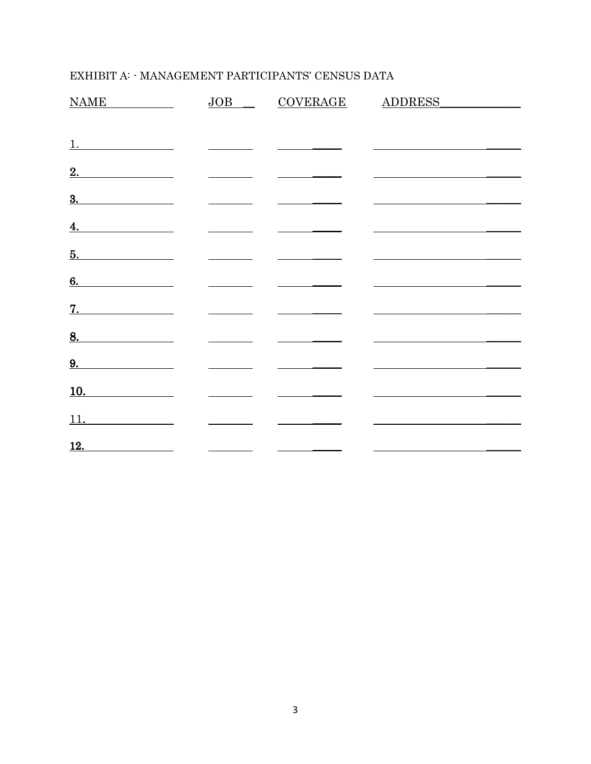EXHIBIT A: - MANAGEMENT PARTICIPANTS' CENSUS DATA

| NAME | JOB | COVERAGE | ADDRESS |
| --- | --- | --- | --- |
| 1. | | | |
| 2. | | | |
| 3. | | | |
| 4. | | | |
| 5. | | | |
| 6. | | | |
| 7. | | | |
| 8. | | | |
| 9. | | | |
| 10. | | | |
| 11. | | | |
| 12. | | | |